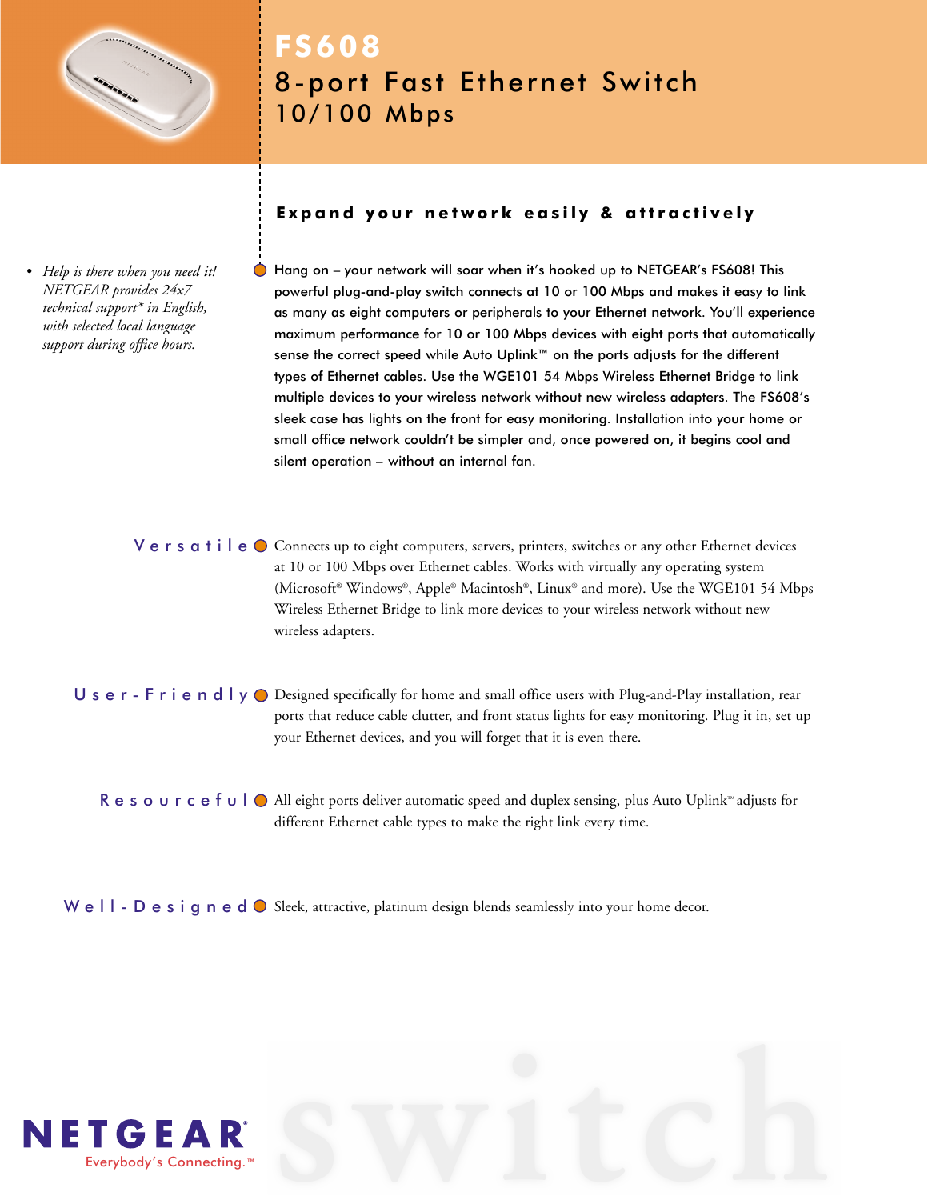# FS608

## 8-port Fast Ethernet Switch 10/100 Mbps

### Expand your network easily & attractively

- *Help is there when you need it! NETGEAR provides 24x7 technical support* in English, with selected local language support during office hours.*

Hang on – your network will soar when it's hooked up to NETGEAR's FS608! This powerful plug-and-play switch connects at 10 or 100 Mbps and makes it easy to link as many as eight computers or peripherals to your Ethernet network. You'll experience maximum performance for 10 or 100 Mbps devices with eight ports that automatically sense the correct speed while Auto Uplink™ on the ports adjusts for the different types of Ethernet cables. Use the WGE101 54 Mbps Wireless Ethernet Bridge to link multiple devices to your wireless network without new wireless adapters. The FS608's sleek case has lights on the front for easy monitoring. Installation into your home or small office network couldn't be simpler and, once powered on, it begins cool and silent operation – without an internal fan.

**Versatile** — Connects up to eight computers, servers, printers, switches or any other Ethernet devices at 10 or 100 Mbps over Ethernet cables. Works with virtually any operating system (Microsoft® Windows®, Apple® Macintosh®, Linux® and more). Use the WGE101 54 Mbps Wireless Ethernet Bridge to link more devices to your wireless network without new wireless adapters.

**User-Friendly** — Designed specifically for home and small office users with Plug-and-Play installation, rear ports that reduce cable clutter, and front status lights for easy monitoring. Plug it in, set up your Ethernet devices, and you will forget that it is even there.

**Resourceful** — All eight ports deliver automatic speed and duplex sensing, plus Auto Uplink™ adjusts for different Ethernet cable types to make the right link every time.

**Well-Designed** — Sleek, attractive, platinum design blends seamlessly into your home decor.

NETGEAR® Everybody's Connecting.™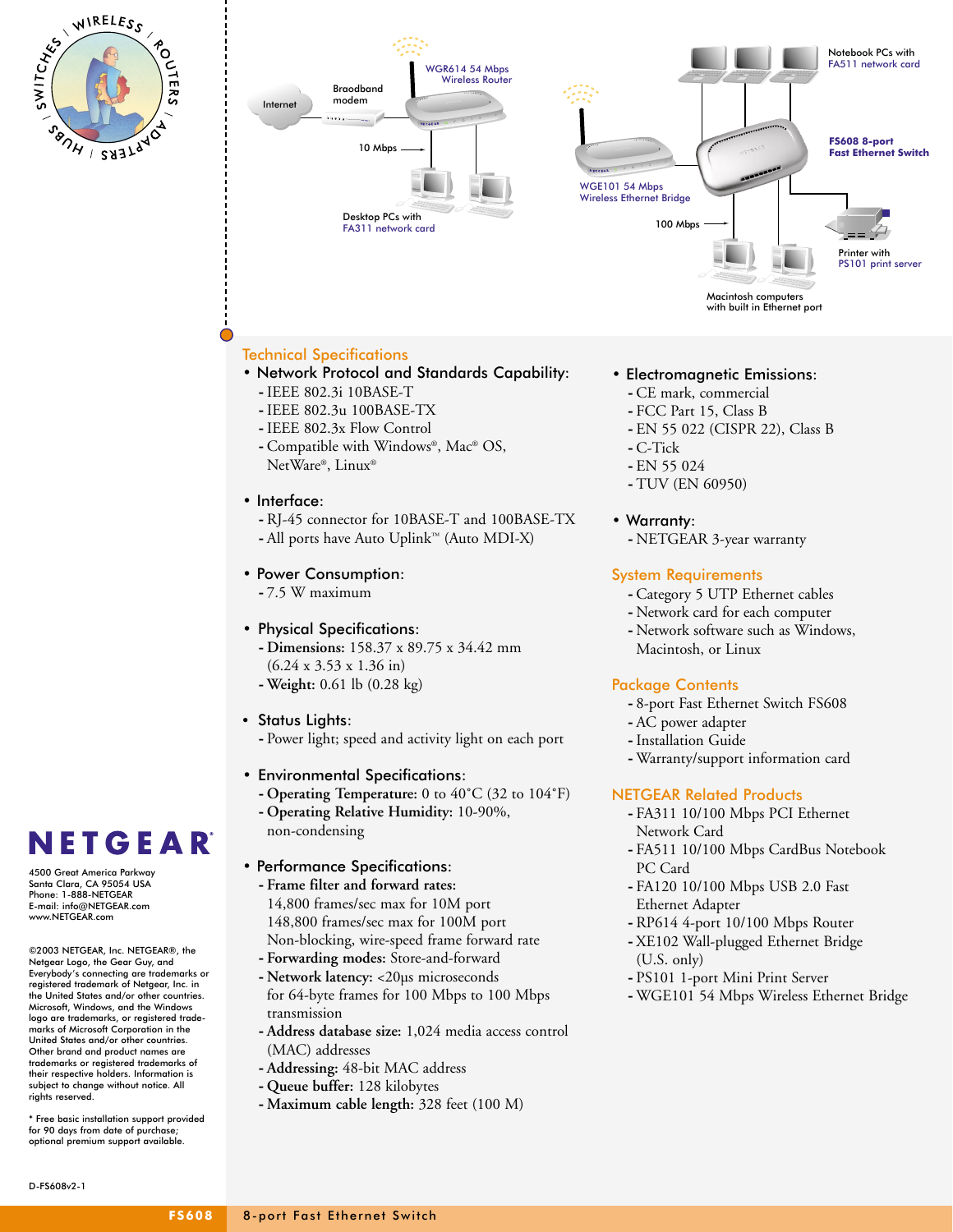SWITCHES | WIRELESS | ROUTERS | ADAPTERS | HUBS

Internet

Broadband modem

WGR614 54 Mbps Wireless Router

10 Mbps

Desktop PCs with FA311 network card

Notebook PCs with FA511 network card

FS608 8-port Fast Ethernet Switch

WGE101 54 Mbps Wireless Ethernet Bridge

100 Mbps

Printer with PS101 print server

Macintosh computers with built in Ethernet port

## Technical Specifications

- **Network Protocol and Standards Capability:**
  - IEEE 802.3i 10BASE-T
  - IEEE 802.3u 100BASE-TX
  - IEEE 802.3x Flow Control
  - Compatible with Windows®, Mac® OS, NetWare®, Linux®
- **Interface:**
  - RJ-45 connector for 10BASE-T and 100BASE-TX
  - All ports have Auto Uplink™ (Auto MDI-X)
- **Power Consumption:**
  - 7.5 W maximum
- **Physical Specifications:**
  - **Dimensions:** 158.37 x 89.75 x 34.42 mm (6.24 x 3.53 x 1.36 in)
  - **Weight:** 0.61 lb (0.28 kg)
- **Status Lights:**
  - Power light; speed and activity light on each port
- **Environmental Specifications:**
  - **Operating Temperature:** 0 to 40˚C (32 to 104˚F)
  - **Operating Relative Humidity:** 10-90%, non-condensing
- **Performance Specifications:**
  - **Frame filter and forward rates:** 14,800 frames/sec max for 10M port 148,800 frames/sec max for 100M port Non-blocking, wire-speed frame forward rate
  - **Forwarding modes:** Store-and-forward
  - **Network latency:** <20µs microseconds for 64-byte frames for 100 Mbps to 100 Mbps transmission
  - **Address database size:** 1,024 media access control (MAC) addresses
  - **Addressing:** 48-bit MAC address
  - **Queue buffer:** 128 kilobytes
  - **Maximum cable length:** 328 feet (100 M)
- **Electromagnetic Emissions:**
  - CE mark, commercial
  - FCC Part 15, Class B
  - EN 55 022 (CISPR 22), Class B
  - C-Tick
  - EN 55 024
  - TUV (EN 60950)
- **Warranty:**
  - NETGEAR 3-year warranty

## System Requirements

- Category 5 UTP Ethernet cables
- Network card for each computer
- Network software such as Windows, Macintosh, or Linux

## Package Contents

- 8-port Fast Ethernet Switch FS608
- AC power adapter
- Installation Guide
- Warranty/support information card

## NETGEAR Related Products

- FA311 10/100 Mbps PCI Ethernet Network Card
- FA511 10/100 Mbps CardBus Notebook PC Card
- FA120 10/100 Mbps USB 2.0 Fast Ethernet Adapter
- RP614 4-port 10/100 Mbps Router
- XE102 Wall-plugged Ethernet Bridge (U.S. only)
- PS101 1-port Mini Print Server
- WGE101 54 Mbps Wireless Ethernet Bridge

**NETGEAR®**

4500 Great America Parkway
Santa Clara, CA 95054 USA
Phone: 1-888-NETGEAR
E-mail: info@NETGEAR.com
www.NETGEAR.com

©2003 NETGEAR, Inc. NETGEAR®, the Netgear Logo, the Gear Guy, and Everybody's connecting are trademarks or registered trademark of Netgear, Inc. in the United States and/or other countries. Microsoft, Windows, and the Windows logo are trademarks, or registered trademarks of Microsoft Corporation in the United States and/or other countries. Other brand and product names are trademarks or registered trademarks of their respective holders. Information is subject to change without notice. All rights reserved.

* Free basic installation support provided for 90 days from date of purchase; optional premium support available.

D-FS608v2-1

**FS608** 8-port Fast Ethernet Switch